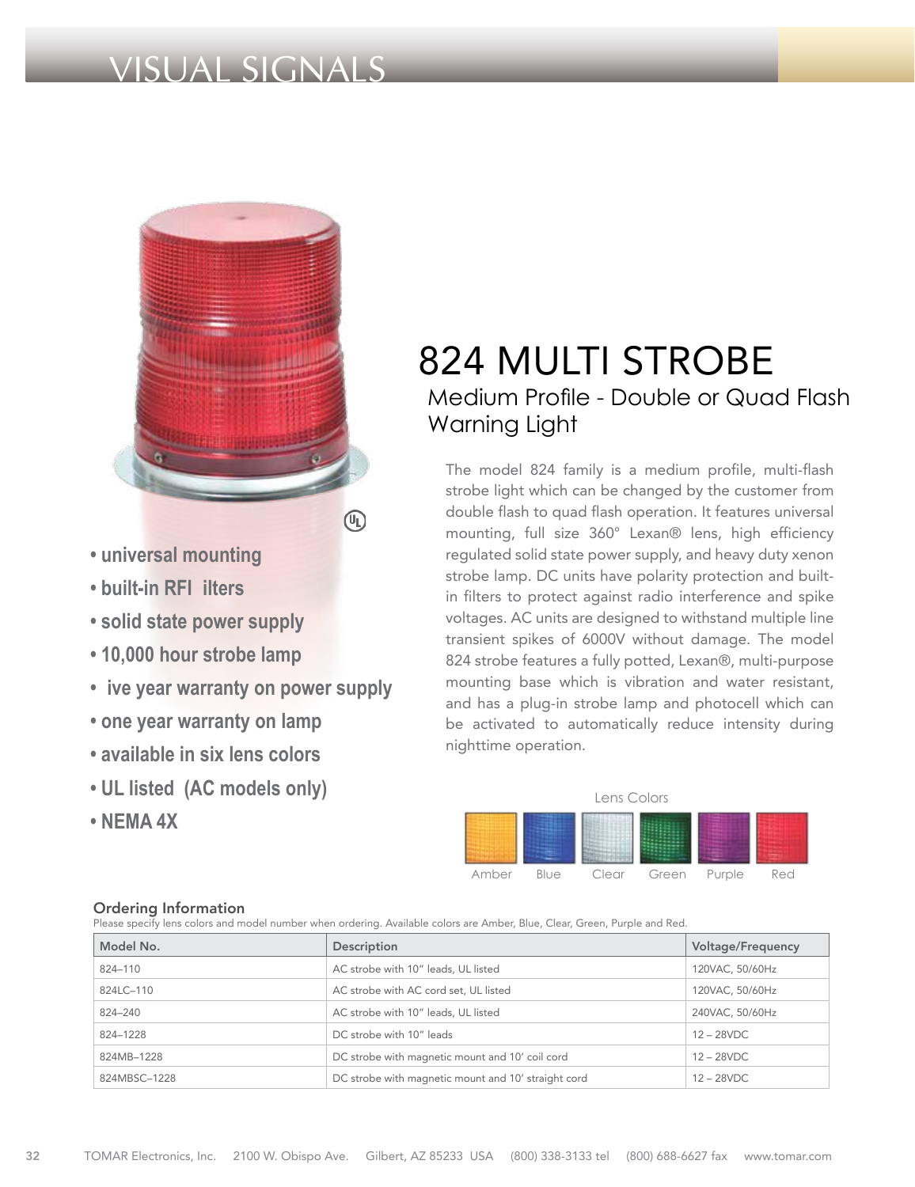# VISUAL SIGNALS

# 824 MULTI STROBE

## Medium Profile - Double or Quad Flash Warning Light

- universal mounting
- built-in RFI ilters
- solid state power supply
- 10,000 hour strobe lamp
- ive year warranty on power supply
- one year warranty on lamp
- available in six lens colors
- UL listed (AC models only)
- NEMA 4X

The model 824 family is a medium profile, multi-flash strobe light which can be changed by the customer from double flash to quad flash operation. It features universal mounting, full size 360° Lexan® lens, high efficiency regulated solid state power supply, and heavy duty xenon strobe lamp. DC units have polarity protection and built-in filters to protect against radio interference and spike voltages. AC units are designed to withstand multiple line transient spikes of 6000V without damage. The model 824 strobe features a fully potted, Lexan®, multi-purpose mounting base which is vibration and water resistant, and has a plug-in strobe lamp and photocell which can be activated to automatically reduce intensity during nighttime operation.

Lens Colors

Amber Blue Clear Green Purple Red

### Ordering Information

Please specify lens colors and model number when ordering. Available colors are Amber, Blue, Clear, Green, Purple and Red.

| Model No. | Description | Voltage/Frequency |
|---|---|---|
| 824–110 | AC strobe with 10" leads, UL listed | 120VAC, 50/60Hz |
| 824LC–110 | AC strobe with AC cord set, UL listed | 120VAC, 50/60Hz |
| 824–240 | AC strobe with 10" leads, UL listed | 240VAC, 50/60Hz |
| 824–1228 | DC strobe with 10" leads | 12 – 28VDC |
| 824MB–1228 | DC strobe with magnetic mount and 10' coil cord | 12 – 28VDC |
| 824MBSC–1228 | DC strobe with magnetic mount and 10' straight cord | 12 – 28VDC |

TOMAR Electronics, Inc. 2100 W. Obispo Ave. Gilbert, AZ 85233 USA (800) 338-3133 tel (800) 688-6627 fax www.tomar.com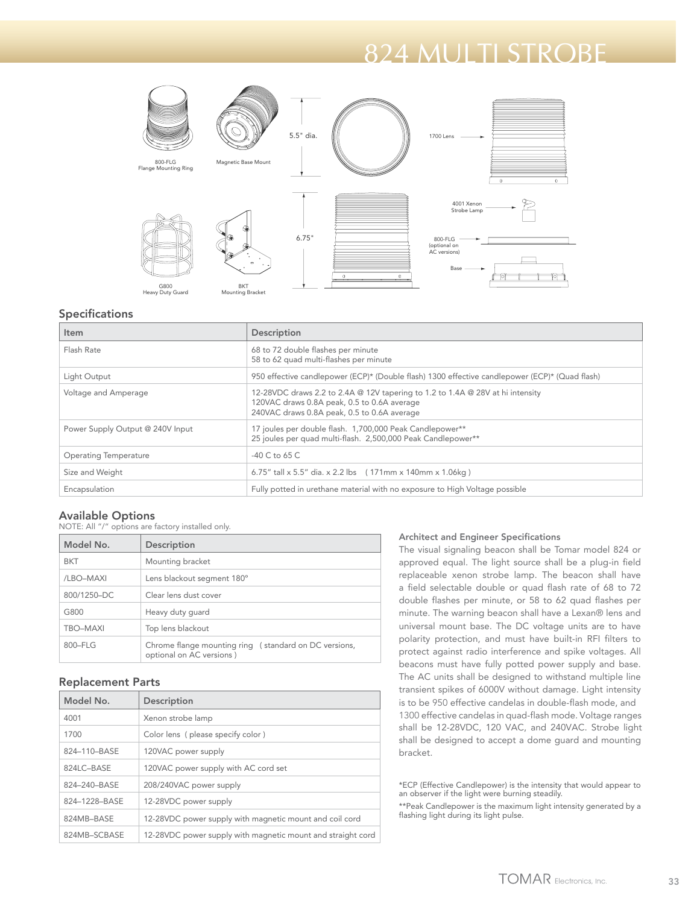# 824 MULTI STROBE

800-FLG
Flange Mounting Ring

Magnetic Base Mount

5.5" dia.

1700 Lens

G800
Heavy Duty Guard

BKT
Mounting Bracket

6.75"

4001 Xenon
Strobe Lamp

800-FLG
(optional on
AC versions)

Base

## Specifications

| Item | Description |
|---|---|
| Flash Rate | 68 to 72 double flashes per minute<br>58 to 62 quad multi-flashes per minute |
| Light Output | 950 effective candlepower (ECP)* (Double flash) 1300 effective candlepower (ECP)* (Quad flash) |
| Voltage and Amperage | 12-28VDC draws 2.2 to 2.4A @ 12V tapering to 1.2 to 1.4A @ 28V at hi intensity<br>120VAC draws 0.8A peak, 0.5 to 0.6A average<br>240VAC draws 0.8A peak, 0.5 to 0.6A average |
| Power Supply Output @ 240V Input | 17 joules per double flash. 1,700,000 Peak Candlepower**<br>25 joules per quad multi-flash. 2,500,000 Peak Candlepower** |
| Operating Temperature | -40 C to 65 C |
| Size and Weight | 6.75" tall x 5.5" dia. x 2.2 lbs (171mm x 140mm x 1.06kg) |
| Encapsulation | Fully potted in urethane material with no exposure to High Voltage possible |

## Available Options

NOTE: All "/" options are factory installed only.

| Model No. | Description |
|---|---|
| BKT | Mounting bracket |
| /LBO–MAXI | Lens blackout segment 180º |
| 800/1250–DC | Clear lens dust cover |
| G800 | Heavy duty guard |
| TBO–MAXI | Top lens blackout |
| 800–FLG | Chrome flange mounting ring (standard on DC versions, optional on AC versions) |

## Replacement Parts

| Model No. | Description |
|---|---|
| 4001 | Xenon strobe lamp |
| 1700 | Color lens (please specify color) |
| 824–110–BASE | 120VAC power supply |
| 824LC–BASE | 120VAC power supply with AC cord set |
| 824–240–BASE | 208/240VAC power supply |
| 824–1228–BASE | 12-28VDC power supply |
| 824MB–BASE | 12-28VDC power supply with magnetic mount and coil cord |
| 824MB–SCBASE | 12-28VDC power supply with magnetic mount and straight cord |

### Architect and Engineer Specifications

The visual signaling beacon shall be Tomar model 824 or approved equal. The light source shall be a plug-in field replaceable xenon strobe lamp. The beacon shall have a field selectable double or quad flash rate of 68 to 72 double flashes per minute, or 58 to 62 quad flashes per minute. The warning beacon shall have a Lexan® lens and universal mount base. The DC voltage units are to have polarity protection, and must have built-in RFI filters to protect against radio interference and spike voltages. All beacons must have fully potted power supply and base. The AC units shall be designed to withstand multiple line transient spikes of 6000V without damage. Light intensity is to be 950 effective candelas in double-flash mode, and 1300 effective candelas in quad-flash mode. Voltage ranges shall be 12-28VDC, 120 VAC, and 240VAC. Strobe light shall be designed to accept a dome guard and mounting bracket.

*ECP (Effective Candlepower) is the intensity that would appear to an observer if the light were burning steadily.

**Peak Candlepower is the maximum light intensity generated by a flashing light during its light pulse.